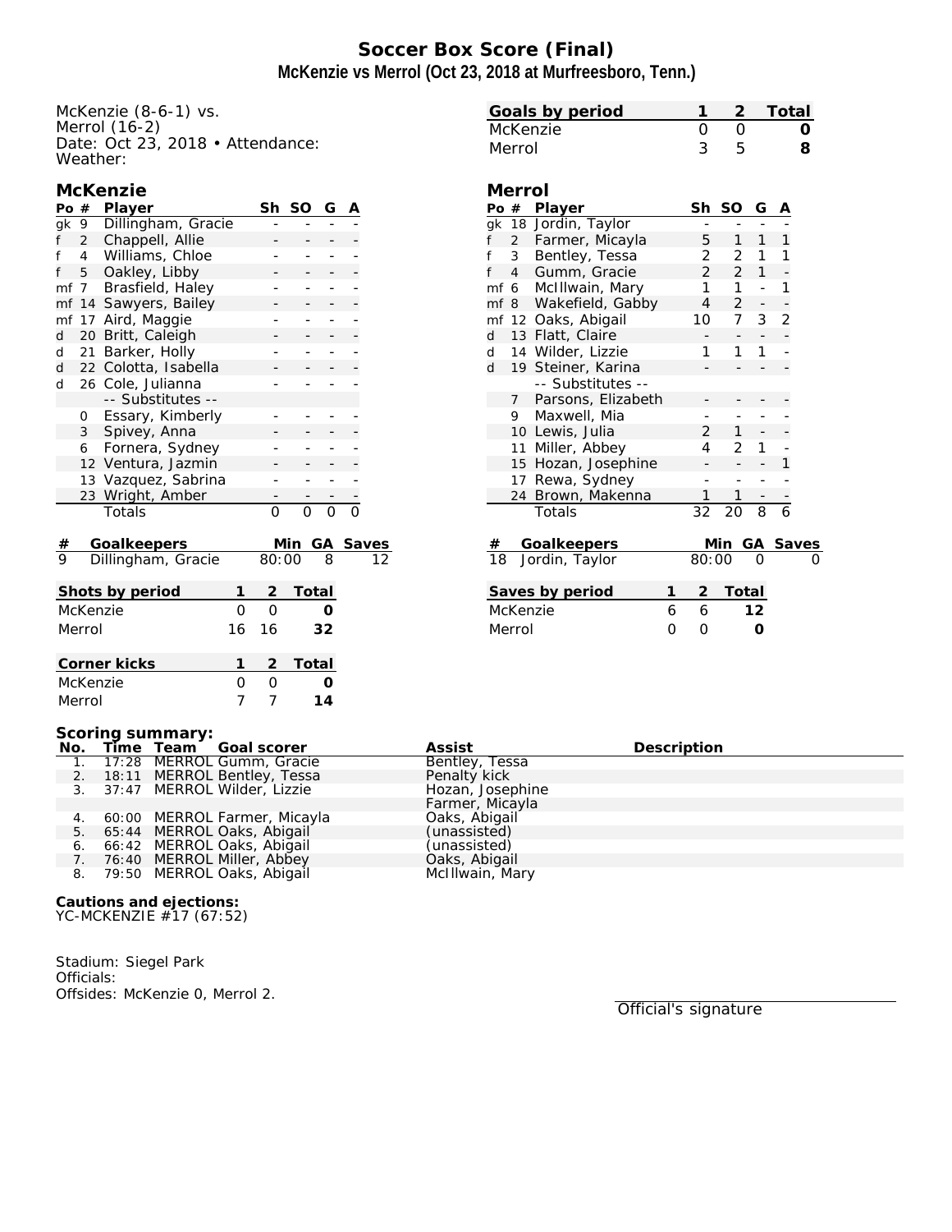# Soccer Box Score (Final)

## McKenzie vs Merrol (Oct 23, 2018 at Murfreesboro, Tenn.)

McKenzie (8-6-1) vs.
Merrol (16-2)
Date: Oct 23, 2018 • Attendance:
Weather:

| Goals by period | 1 | 2 | Total |
|---|---|---|---|
| McKenzie | 0 | 0 | **0** |
| Merrol | 3 | 5 | **8** |

### McKenzie

| Po | # | Player | Sh | SO | G | A |
|---|---|---|---|---|---|---|
| gk | 9 | Dillingham, Gracie | - | - | - | - |
| f | 2 | Chappell, Allie | - | - | - | - |
| f | 4 | Williams, Chloe | - | - | - | - |
| f | 5 | Oakley, Libby | - | - | - | - |
| mf | 7 | Brasfield, Haley | - | - | - | - |
| mf | 14 | Sawyers, Bailey | - | - | - | - |
| mf | 17 | Aird, Maggie | - | - | - | - |
| d | 20 | Britt, Caleigh | - | - | - | - |
| d | 21 | Barker, Holly | - | - | - | - |
| d | 22 | Colotta, Isabella | - | - | - | - |
| d | 26 | Cole, Julianna | - | - | - | - |
| | | -- Substitutes -- | | | | |
| | 0 | Essary, Kimberly | - | - | - | - |
| | 3 | Spivey, Anna | - | - | - | - |
| | 6 | Fornera, Sydney | - | - | - | - |
| | 12 | Ventura, Jazmin | - | - | - | - |
| | 13 | Vazquez, Sabrina | - | - | - | - |
| | 23 | Wright, Amber | - | - | - | - |
| | | Totals | 0 | 0 | 0 | 0 |

| # | Goalkeepers | Min | GA | Saves |
|---|---|---|---|---|
| 9 | Dillingham, Gracie | 80:00 | 8 | 12 |

| Shots by period | 1 | 2 | Total |
|---|---|---|---|
| McKenzie | 0 | 0 | **0** |
| Merrol | 16 | 16 | **32** |

| Corner kicks | 1 | 2 | Total |
|---|---|---|---|
| McKenzie | 0 | 0 | **0** |
| Merrol | 7 | 7 | **14** |

### Merrol

| Po | # | Player | Sh | SO | G | A |
|---|---|---|---|---|---|---|
| gk | 18 | Jordin, Taylor | - | - | - | - |
| f | 2 | Farmer, Micayla | 5 | 1 | 1 | 1 |
| f | 3 | Bentley, Tessa | 2 | 2 | 1 | 1 |
| f | 4 | Gumm, Gracie | 2 | 2 | 1 | - |
| mf | 6 | McIllwain, Mary | 1 | 1 | - | 1 |
| mf | 8 | Wakefield, Gabby | 4 | 2 | - | - |
| mf | 12 | Oaks, Abigail | 10 | 7 | 3 | 2 |
| d | 13 | Flatt, Claire | - | - | - | - |
| d | 14 | Wilder, Lizzie | 1 | 1 | 1 | - |
| d | 19 | Steiner, Karina | - | - | - | - |
| | | -- Substitutes -- | | | | |
| | 7 | Parsons, Elizabeth | - | - | - | - |
| | 9 | Maxwell, Mia | - | - | - | - |
| | 10 | Lewis, Julia | 2 | 1 | - | - |
| | 11 | Miller, Abbey | 4 | 2 | 1 | - |
| | 15 | Hozan, Josephine | - | - | - | 1 |
| | 17 | Rewa, Sydney | - | - | - | - |
| | 24 | Brown, Makenna | 1 | 1 | - | - |
| | | Totals | 32 | 20 | 8 | 6 |

| # | Goalkeepers | Min | GA | Saves |
|---|---|---|---|---|
| 18 | Jordin, Taylor | 80:00 | 0 | 0 |

| Saves by period | 1 | 2 | Total |
|---|---|---|---|
| McKenzie | 6 | 6 | **12** |
| Merrol | 0 | 0 | **0** |

### Scoring summary:

| No. | Time | Team | Goal scorer | Assist | Description |
|---|---|---|---|---|---|
| 1. | 17:28 | MERROL | Gumm, Gracie | Bentley, Tessa | |
| 2. | 18:11 | MERROL | Bentley, Tessa | Penalty kick | |
| 3. | 37:47 | MERROL | Wilder, Lizzie | Hozan, Josephine<br>Farmer, Micayla | |
| 4. | 60:00 | MERROL | Farmer, Micayla | Oaks, Abigail | |
| 5. | 65:44 | MERROL | Oaks, Abigail | (unassisted) | |
| 6. | 66:42 | MERROL | Oaks, Abigail | (unassisted) | |
| 7. | 76:40 | MERROL | Miller, Abbey | Oaks, Abigail | |
| 8. | 79:50 | MERROL | Oaks, Abigail | McIllwain, Mary | |

**Cautions and ejections:**
YC-MCKENZIE #17 (67:52)

Stadium: Siegel Park
Officials:
Offsides: McKenzie 0, Merrol 2.

Official's signature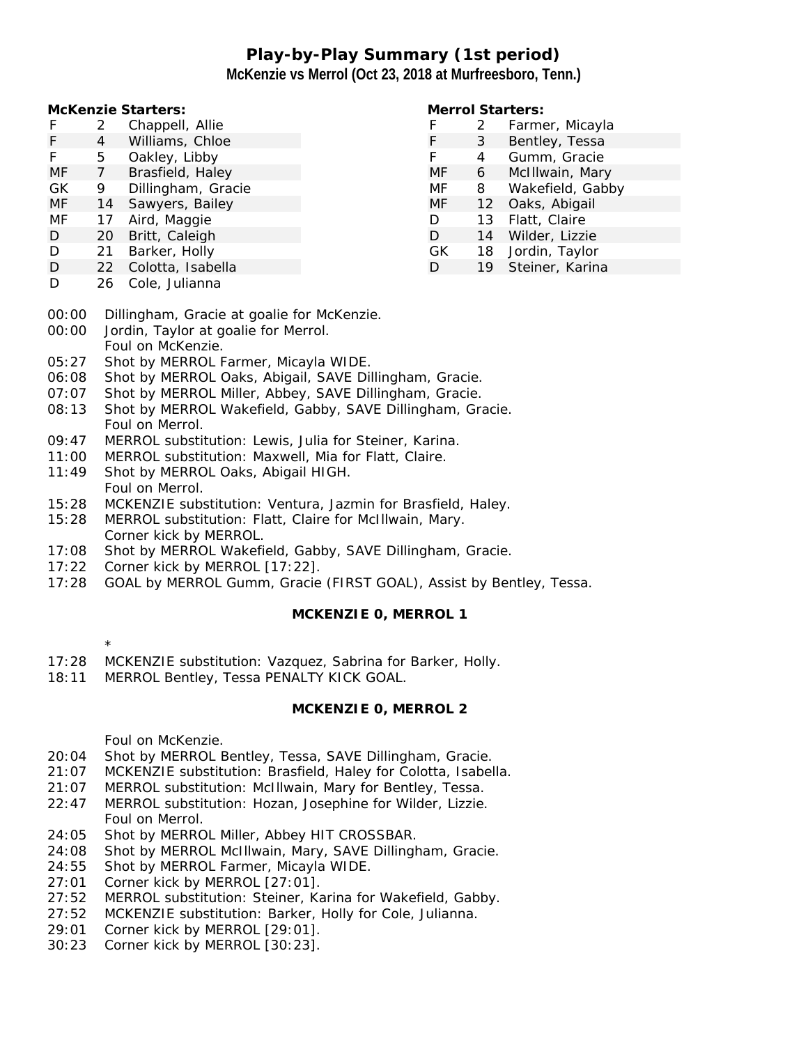# Play-by-Play Summary (1st period)

**McKenzie vs Merrol (Oct 23, 2018 at Murfreesboro, Tenn.)**

**McKenzie Starters:**

| | | |
|---|---|---|
| F | 2 | Chappell, Allie |
| F | 4 | Williams, Chloe |
| F | 5 | Oakley, Libby |
| MF | 7 | Brasfield, Haley |
| GK | 9 | Dillingham, Gracie |
| MF | 14 | Sawyers, Bailey |
| MF | 17 | Aird, Maggie |
| D | 20 | Britt, Caleigh |
| D | 21 | Barker, Holly |
| D | 22 | Colotta, Isabella |
| D | 26 | Cole, Julianna |

**Merrol Starters:**

| | | |
|---|---|---|
| F | 2 | Farmer, Micayla |
| F | 3 | Bentley, Tessa |
| F | 4 | Gumm, Gracie |
| MF | 6 | McIllwain, Mary |
| MF | 8 | Wakefield, Gabby |
| MF | 12 | Oaks, Abigail |
| D | 13 | Flatt, Claire |
| D | 14 | Wilder, Lizzie |
| GK | 18 | Jordin, Taylor |
| D | 19 | Steiner, Karina |

00:00 Dillingham, Gracie at goalie for McKenzie.
00:00 Jordin, Taylor at goalie for Merrol.
Foul on McKenzie.
05:27 Shot by MERROL Farmer, Micayla WIDE.
06:08 Shot by MERROL Oaks, Abigail, SAVE Dillingham, Gracie.
07:07 Shot by MERROL Miller, Abbey, SAVE Dillingham, Gracie.
08:13 Shot by MERROL Wakefield, Gabby, SAVE Dillingham, Gracie.
Foul on Merrol.
09:47 MERROL substitution: Lewis, Julia for Steiner, Karina.
11:00 MERROL substitution: Maxwell, Mia for Flatt, Claire.
11:49 Shot by MERROL Oaks, Abigail HIGH.
Foul on Merrol.
15:28 MCKENZIE substitution: Ventura, Jazmin for Brasfield, Haley.
15:28 MERROL substitution: Flatt, Claire for McIllwain, Mary.
Corner kick by MERROL.
17:08 Shot by MERROL Wakefield, Gabby, SAVE Dillingham, Gracie.
17:22 Corner kick by MERROL [17:22].
17:28 GOAL by MERROL Gumm, Gracie (FIRST GOAL), Assist by Bentley, Tessa.

**MCKENZIE 0, MERROL 1**

*
17:28 MCKENZIE substitution: Vazquez, Sabrina for Barker, Holly.
18:11 MERROL Bentley, Tessa PENALTY KICK GOAL.

**MCKENZIE 0, MERROL 2**

Foul on McKenzie.
20:04 Shot by MERROL Bentley, Tessa, SAVE Dillingham, Gracie.
21:07 MCKENZIE substitution: Brasfield, Haley for Colotta, Isabella.
21:07 MERROL substitution: McIllwain, Mary for Bentley, Tessa.
22:47 MERROL substitution: Hozan, Josephine for Wilder, Lizzie.
Foul on Merrol.
24:05 Shot by MERROL Miller, Abbey HIT CROSSBAR.
24:08 Shot by MERROL McIllwain, Mary, SAVE Dillingham, Gracie.
24:55 Shot by MERROL Farmer, Micayla WIDE.
27:01 Corner kick by MERROL [27:01].
27:52 MERROL substitution: Steiner, Karina for Wakefield, Gabby.
27:52 MCKENZIE substitution: Barker, Holly for Cole, Julianna.
29:01 Corner kick by MERROL [29:01].
30:23 Corner kick by MERROL [30:23].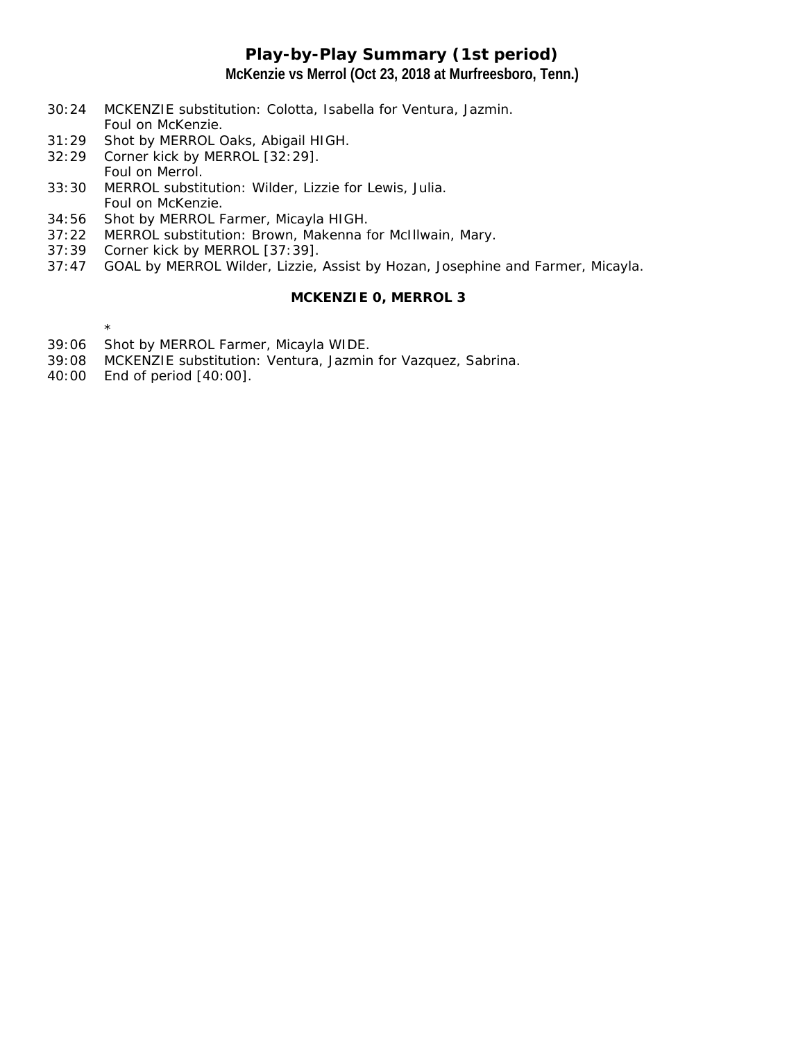## Play-by-Play Summary (1st period)

**McKenzie vs Merrol (Oct 23, 2018 at Murfreesboro, Tenn.)**

30:24 MCKENZIE substitution: Colotta, Isabella for Ventura, Jazmin.
Foul on McKenzie.
31:29 Shot by MERROL Oaks, Abigail HIGH.
32:29 Corner kick by MERROL [32:29].
Foul on Merrol.
33:30 MERROL substitution: Wilder, Lizzie for Lewis, Julia.
Foul on McKenzie.
34:56 Shot by MERROL Farmer, Micayla HIGH.
37:22 MERROL substitution: Brown, Makenna for McIllwain, Mary.
37:39 Corner kick by MERROL [37:39].
37:47 GOAL by MERROL Wilder, Lizzie, Assist by Hozan, Josephine and Farmer, Micayla.

**MCKENZIE 0, MERROL 3**

*

39:06 Shot by MERROL Farmer, Micayla WIDE.
39:08 MCKENZIE substitution: Ventura, Jazmin for Vazquez, Sabrina.
40:00 End of period [40:00].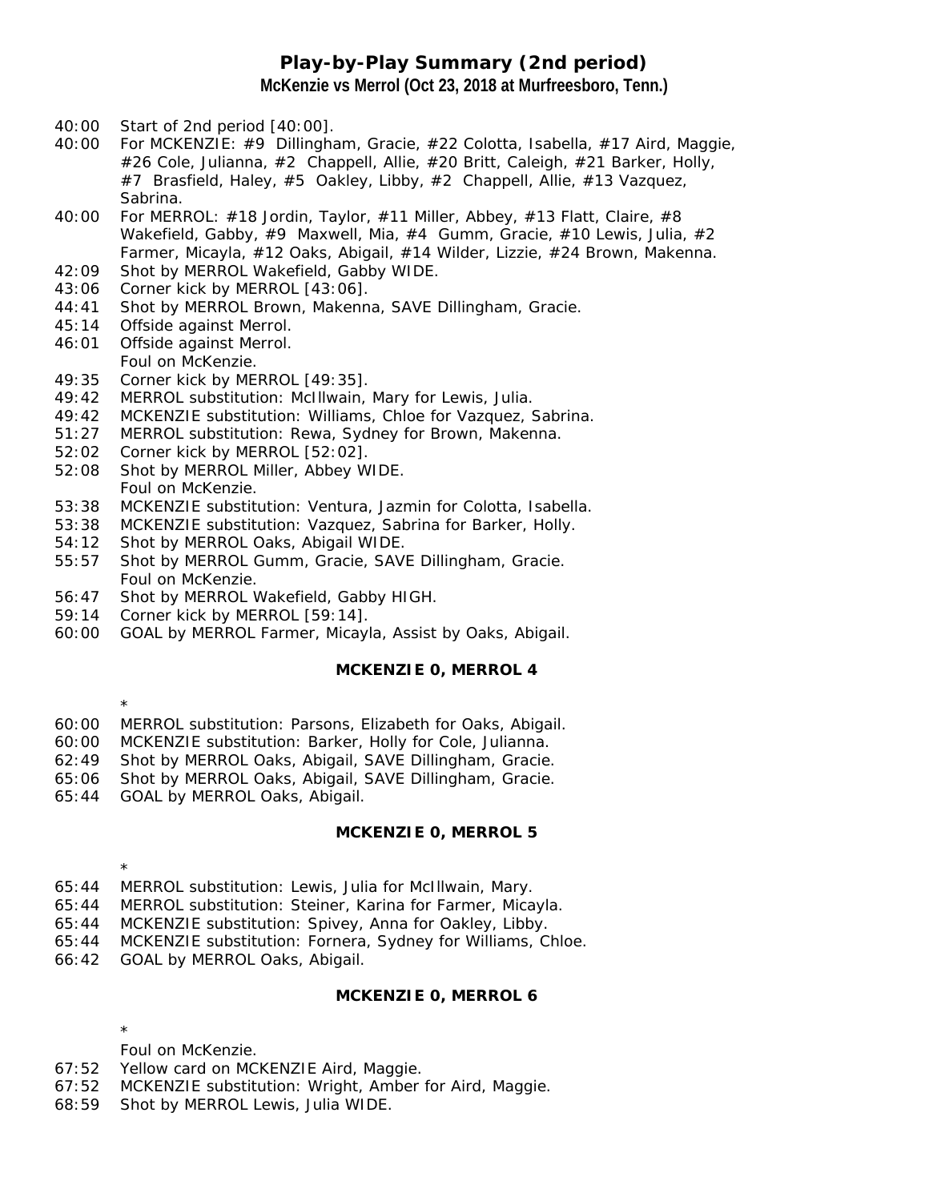# Play-by-Play Summary (2nd period)

**McKenzie vs Merrol (Oct 23, 2018 at Murfreesboro, Tenn.)**

40:00 Start of 2nd period [40:00].
40:00 For MCKENZIE: #9 Dillingham, Gracie, #22 Colotta, Isabella, #17 Aird, Maggie, #26 Cole, Julianna, #2 Chappell, Allie, #20 Britt, Caleigh, #21 Barker, Holly, #7 Brasfield, Haley, #5 Oakley, Libby, #2 Chappell, Allie, #13 Vazquez, Sabrina.
40:00 For MERROL: #18 Jordin, Taylor, #11 Miller, Abbey, #13 Flatt, Claire, #8 Wakefield, Gabby, #9 Maxwell, Mia, #4 Gumm, Gracie, #10 Lewis, Julia, #2 Farmer, Micayla, #12 Oaks, Abigail, #14 Wilder, Lizzie, #24 Brown, Makenna.
42:09 Shot by MERROL Wakefield, Gabby WIDE.
43:06 Corner kick by MERROL [43:06].
44:41 Shot by MERROL Brown, Makenna, SAVE Dillingham, Gracie.
45:14 Offside against Merrol.
46:01 Offside against Merrol.
Foul on McKenzie.
49:35 Corner kick by MERROL [49:35].
49:42 MERROL substitution: McIllwain, Mary for Lewis, Julia.
49:42 MCKENZIE substitution: Williams, Chloe for Vazquez, Sabrina.
51:27 MERROL substitution: Rewa, Sydney for Brown, Makenna.
52:02 Corner kick by MERROL [52:02].
52:08 Shot by MERROL Miller, Abbey WIDE.
Foul on McKenzie.
53:38 MCKENZIE substitution: Ventura, Jazmin for Colotta, Isabella.
53:38 MCKENZIE substitution: Vazquez, Sabrina for Barker, Holly.
54:12 Shot by MERROL Oaks, Abigail WIDE.
55:57 Shot by MERROL Gumm, Gracie, SAVE Dillingham, Gracie.
Foul on McKenzie.
56:47 Shot by MERROL Wakefield, Gabby HIGH.
59:14 Corner kick by MERROL [59:14].
60:00 GOAL by MERROL Farmer, Micayla, Assist by Oaks, Abigail.

**MCKENZIE 0, MERROL 4**

*

60:00 MERROL substitution: Parsons, Elizabeth for Oaks, Abigail.
60:00 MCKENZIE substitution: Barker, Holly for Cole, Julianna.
62:49 Shot by MERROL Oaks, Abigail, SAVE Dillingham, Gracie.
65:06 Shot by MERROL Oaks, Abigail, SAVE Dillingham, Gracie.
65:44 GOAL by MERROL Oaks, Abigail.

**MCKENZIE 0, MERROL 5**

*

65:44 MERROL substitution: Lewis, Julia for McIllwain, Mary.
65:44 MERROL substitution: Steiner, Karina for Farmer, Micayla.
65:44 MCKENZIE substitution: Spivey, Anna for Oakley, Libby.
65:44 MCKENZIE substitution: Fornera, Sydney for Williams, Chloe.
66:42 GOAL by MERROL Oaks, Abigail.

**MCKENZIE 0, MERROL 6**

*

Foul on McKenzie.
67:52 Yellow card on MCKENZIE Aird, Maggie.
67:52 MCKENZIE substitution: Wright, Amber for Aird, Maggie.
68:59 Shot by MERROL Lewis, Julia WIDE.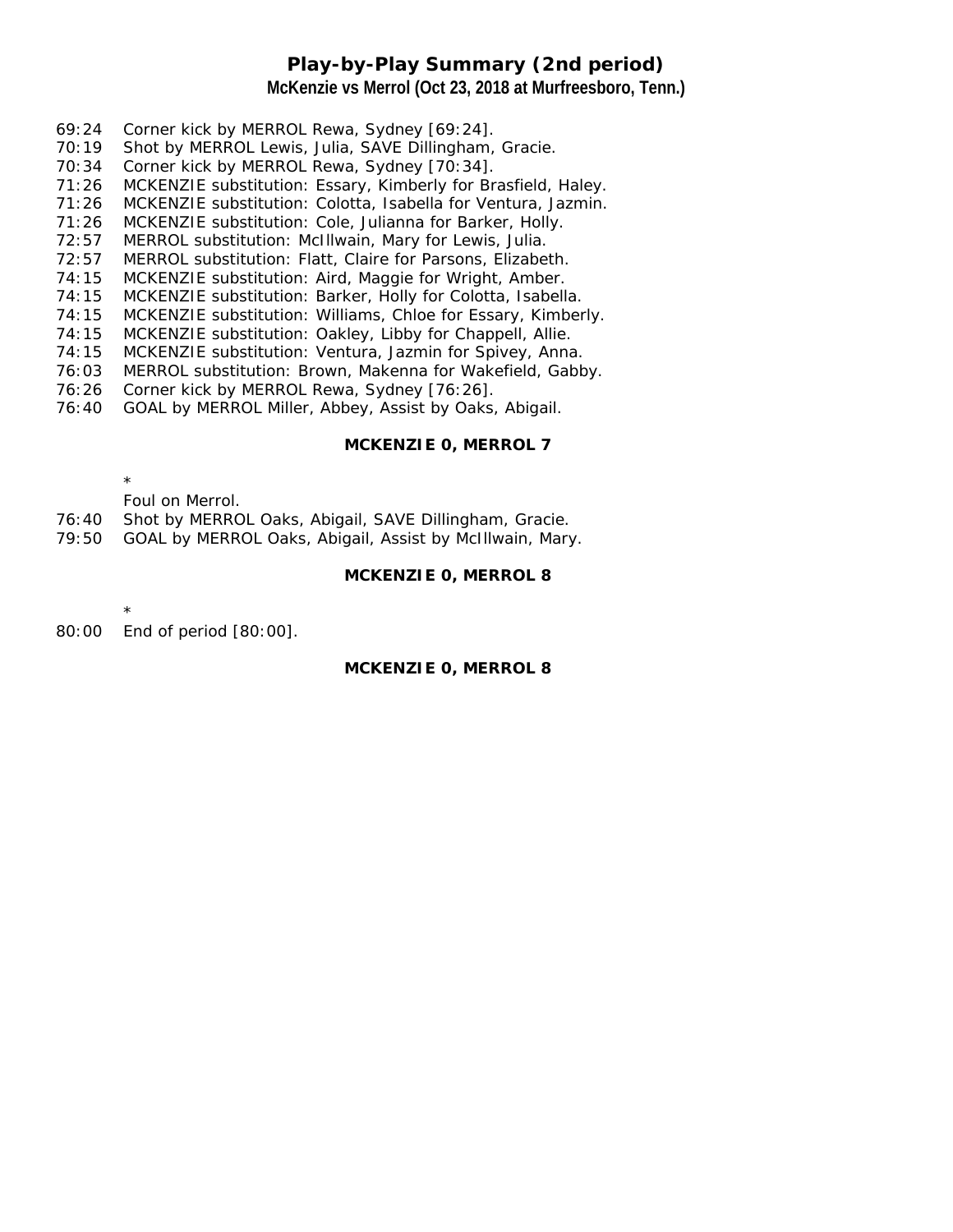# Play-by-Play Summary (2nd period)

**McKenzie vs Merrol (Oct 23, 2018 at Murfreesboro, Tenn.)**

69:24 Corner kick by MERROL Rewa, Sydney [69:24].
70:19 Shot by MERROL Lewis, Julia, SAVE Dillingham, Gracie.
70:34 Corner kick by MERROL Rewa, Sydney [70:34].
71:26 MCKENZIE substitution: Essary, Kimberly for Brasfield, Haley.
71:26 MCKENZIE substitution: Colotta, Isabella for Ventura, Jazmin.
71:26 MCKENZIE substitution: Cole, Julianna for Barker, Holly.
72:57 MERROL substitution: McIllwain, Mary for Lewis, Julia.
72:57 MERROL substitution: Flatt, Claire for Parsons, Elizabeth.
74:15 MCKENZIE substitution: Aird, Maggie for Wright, Amber.
74:15 MCKENZIE substitution: Barker, Holly for Colotta, Isabella.
74:15 MCKENZIE substitution: Williams, Chloe for Essary, Kimberly.
74:15 MCKENZIE substitution: Oakley, Libby for Chappell, Allie.
74:15 MCKENZIE substitution: Ventura, Jazmin for Spivey, Anna.
76:03 MERROL substitution: Brown, Makenna for Wakefield, Gabby.
76:26 Corner kick by MERROL Rewa, Sydney [76:26].
76:40 GOAL by MERROL Miller, Abbey, Assist by Oaks, Abigail.

**MCKENZIE 0, MERROL 7**

*
Foul on Merrol.

76:40 Shot by MERROL Oaks, Abigail, SAVE Dillingham, Gracie.
79:50 GOAL by MERROL Oaks, Abigail, Assist by McIllwain, Mary.

**MCKENZIE 0, MERROL 8**

*

80:00 End of period [80:00].

**MCKENZIE 0, MERROL 8**